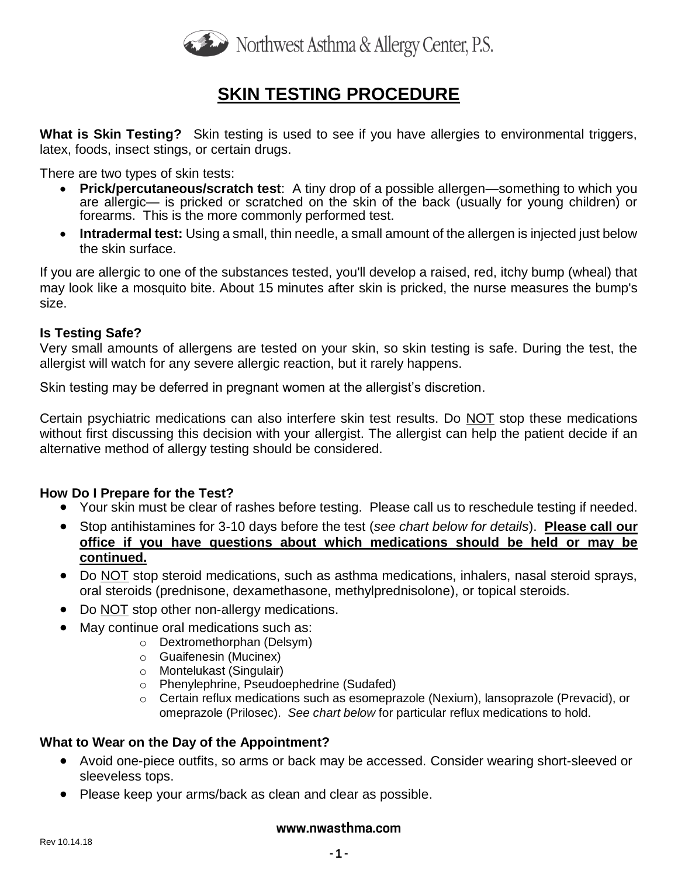Northwest Asthma & Allergy Center, P.S.

# SKIN TESTING PROCEDURE

**What is Skin Testing?** Skin testing is used to see if you have allergies to environmental triggers, latex, foods, insect stings, or certain drugs.

There are two types of skin tests:

- **Prick/percutaneous/scratch test**: A tiny drop of a possible allergen—something to which you are allergic— is pricked or scratched on the skin of the back (usually for young children) or forearms. This is the more commonly performed test.
- **Intradermal test:** Using a small, thin needle, a small amount of the allergen is injected just below the skin surface.

If you are allergic to one of the substances tested, you'll develop a raised, red, itchy bump (wheal) that may look like a mosquito bite. About 15 minutes after skin is pricked, the nurse measures the bump's size.

**Is Testing Safe?**

Very small amounts of allergens are tested on your skin, so skin testing is safe. During the test, the allergist will watch for any severe allergic reaction, but it rarely happens.

Skin testing may be deferred in pregnant women at the allergist's discretion.

Certain psychiatric medications can also interfere skin test results. Do NOT stop these medications without first discussing this decision with your allergist. The allergist can help the patient decide if an alternative method of allergy testing should be considered.

**How Do I Prepare for the Test?**

- Your skin must be clear of rashes before testing. Please call us to reschedule testing if needed.
- Stop antihistamines for 3-10 days before the test (*see chart below for details*). **Please call our office if you have questions about which medications should be held or may be continued.**
- Do NOT stop steroid medications, such as asthma medications, inhalers, nasal steroid sprays, oral steroids (prednisone, dexamethasone, methylprednisolone), or topical steroids.
- Do NOT stop other non-allergy medications.
- May continue oral medications such as:
  - Dextromethorphan (Delsym)
  - Guaifenesin (Mucinex)
  - Montelukast (Singulair)
  - Phenylephrine, Pseudoephedrine (Sudafed)
  - Certain reflux medications such as esomeprazole (Nexium), lansoprazole (Prevacid), or omeprazole (Prilosec). *See chart below* for particular reflux medications to hold.

**What to Wear on the Day of the Appointment?**

- Avoid one-piece outfits, so arms or back may be accessed. Consider wearing short-sleeved or sleeveless tops.
- Please keep your arms/back as clean and clear as possible.

www.nwasthma.com

Rev 10.14.18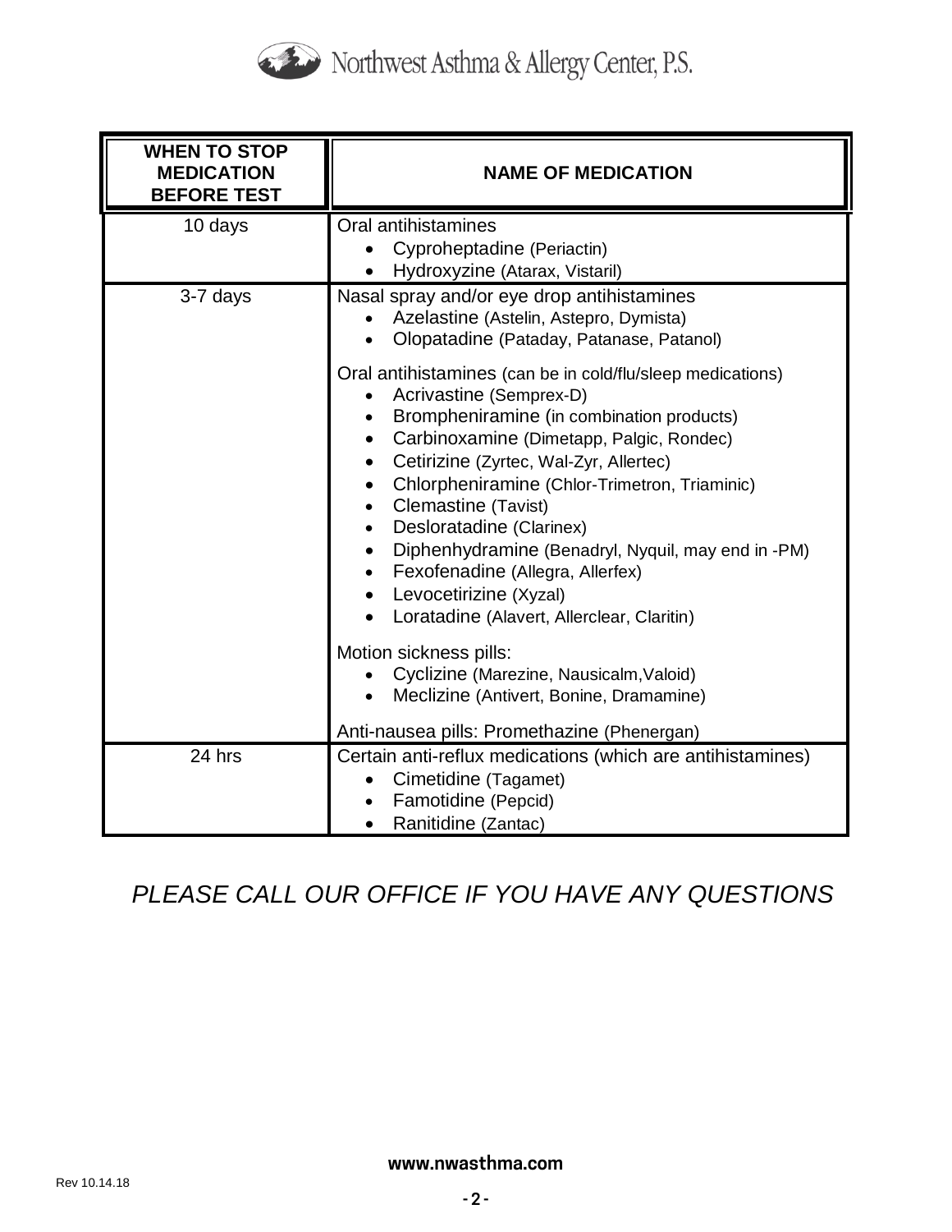| WHEN TO STOP MEDICATION BEFORE TEST | NAME OF MEDICATION |
| --- | --- |
| 10 days | Oral antihistamines<br>• Cyproheptadine (Periactin)<br>• Hydroxyzine (Atarax, Vistaril) |
| 3-7 days | Nasal spray and/or eye drop antihistamines<br>• Azelastine (Astelin, Astepro, Dymista)<br>• Olopatadine (Pataday, Patanase, Patanol)<br><br>Oral antihistamines (can be in cold/flu/sleep medications)<br>• Acrivastine (Semprex-D)<br>• Brompheniramine (in combination products)<br>• Carbinoxamine (Dimetapp, Palgic, Rondec)<br>• Cetirizine (Zyrtec, Wal-Zyr, Allertec)<br>• Chlorpheniramine (Chlor-Trimetron, Triaminic)<br>• Clemastine (Tavist)<br>• Desloratadine (Clarinex)<br>• Diphenhydramine (Benadryl, Nyquil, may end in -PM)<br>• Fexofenadine (Allegra, Allerfex)<br>• Levocetirizine (Xyzal)<br>• Loratadine (Alavert, Allerclear, Claritin)<br><br>Motion sickness pills:<br>• Cyclizine (Marezine, Nausicalm,Valoid)<br>• Meclizine (Antivert, Bonine, Dramamine)<br><br>Anti-nausea pills: Promethazine (Phenergan) |
| 24 hrs | Certain anti-reflux medications (which are antihistamines)<br>• Cimetidine (Tagamet)<br>• Famotidine (Pepcid)<br>• Ranitidine (Zantac) |

*PLEASE CALL OUR OFFICE IF YOU HAVE ANY QUESTIONS*

www.nwasthma.com

Rev 10.14.18